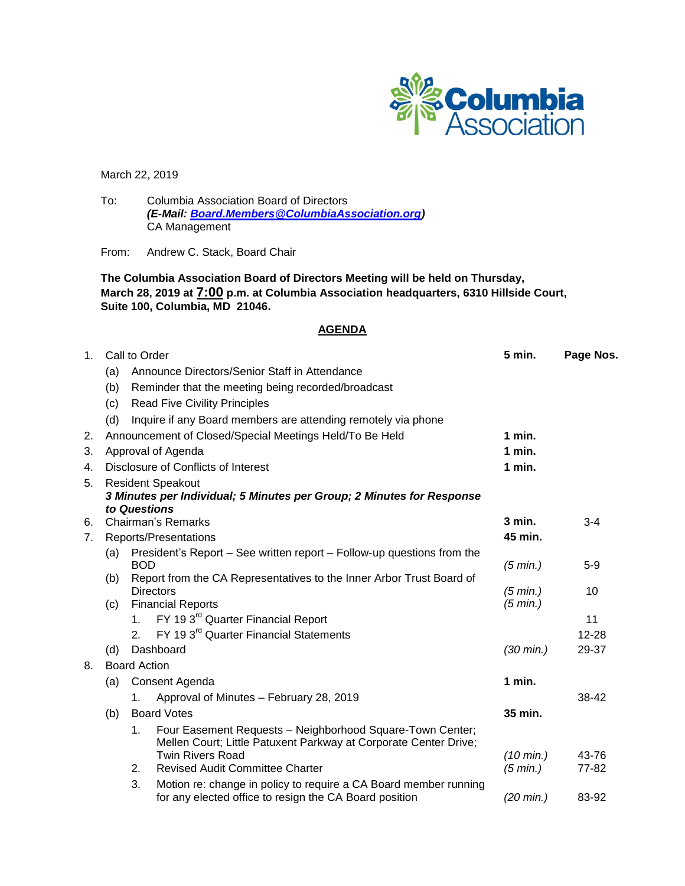March 22, 2019

To: Columbia Association Board of Directors
***(E-Mail: Board.Members@ColumbiaAssociation.org)***
CA Management

From: Andrew C. Stack, Board Chair

**The Columbia Association Board of Directors Meeting will be held on Thursday, March 28, 2019 at 7:00 p.m. at Columbia Association headquarters, 6310 Hillside Court, Suite 100, Columbia, MD 21046.**

## AGENDA

| | | | | | |
|---|---|---|---|---|---|
| 1. | Call to Order | | | **5 min.** | **Page Nos.** |
| | (a) | Announce Directors/Senior Staff in Attendance | | | |
| | (b) | Reminder that the meeting being recorded/broadcast | | | |
| | (c) | Read Five Civility Principles | | | |
| | (d) | Inquire if any Board members are attending remotely via phone | | | |
| 2. | Announcement of Closed/Special Meetings Held/To Be Held | | | **1 min.** | |
| 3. | Approval of Agenda | | | **1 min.** | |
| 4. | Disclosure of Conflicts of Interest | | | **1 min.** | |
| 5. | Resident Speakout ***3 Minutes per Individual; 5 Minutes per Group; 2 Minutes for Response to Questions*** | | | | |
| 6. | Chairman's Remarks | | | **3 min.** | 3-4 |
| 7. | Reports/Presentations | | | **45 min.** | |
| | (a) | President's Report – See written report – Follow-up questions from the BOD | | *(5 min.)* | 5-9 |
| | (b) | Report from the CA Representatives to the Inner Arbor Trust Board of Directors | | *(5 min.)* | 10 |
| | (c) | Financial Reports | | *(5 min.)* | |
| | | 1. | FY 19 3rd Quarter Financial Report | | 11 |
| | | 2. | FY 19 3rd Quarter Financial Statements | | 12-28 |
| | (d) | Dashboard | | *(30 min.)* | 29-37 |
| 8. | Board Action | | | | |
| | (a) | Consent Agenda | | **1 min.** | |
| | | 1. | Approval of Minutes – February 28, 2019 | | 38-42 |
| | (b) | Board Votes | | **35 min.** | |
| | | 1. | Four Easement Requests – Neighborhood Square-Town Center; Mellen Court; Little Patuxent Parkway at Corporate Center Drive; Twin Rivers Road | *(10 min.)* | 43-76 |
| | | 2. | Revised Audit Committee Charter | *(5 min.)* | 77-82 |
| | | 3. | Motion re: change in policy to require a CA Board member running for any elected office to resign the CA Board position | *(20 min.)* | 83-92 |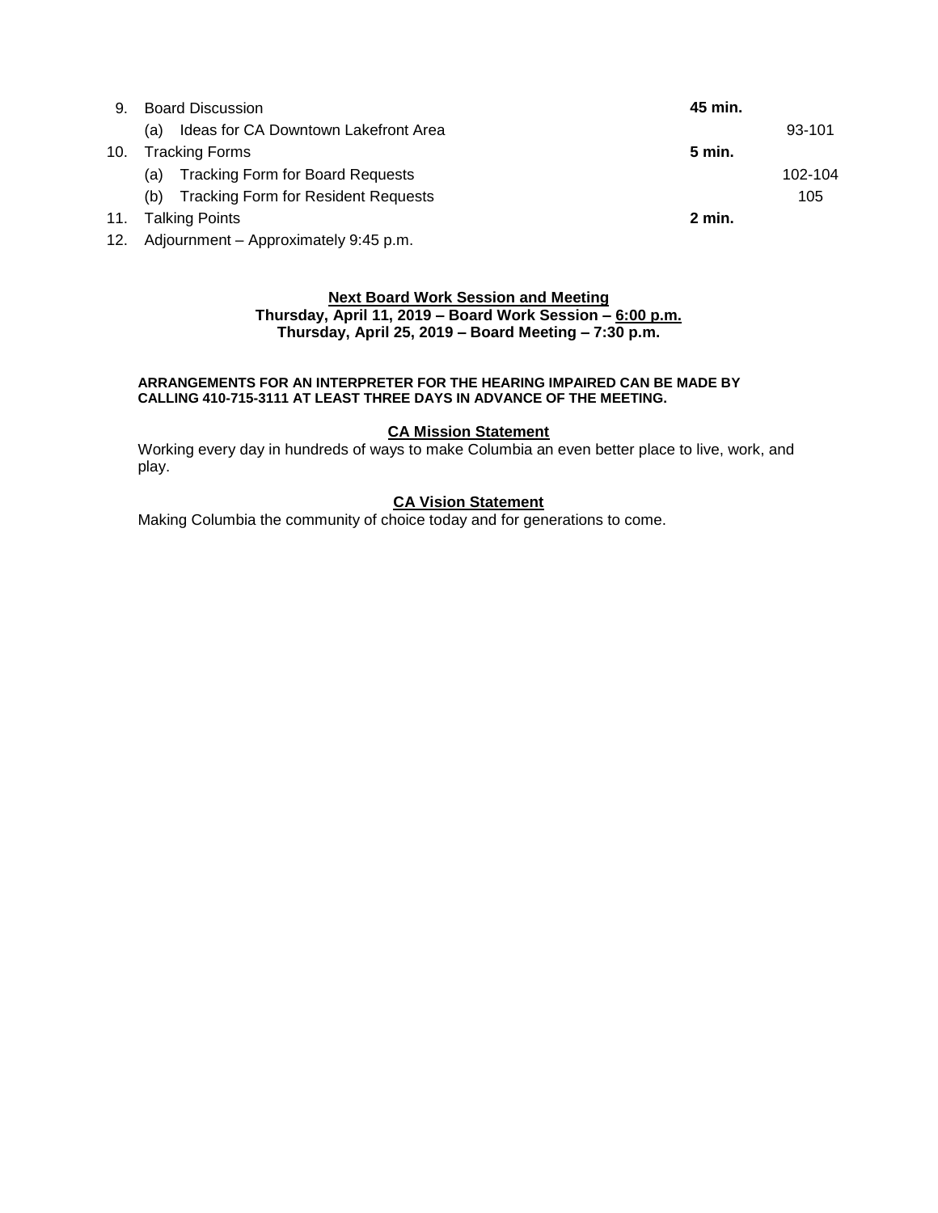| | | | |
|---|---|---|---|
| 9. | Board Discussion | **45 min.** | |
| | (a) Ideas for CA Downtown Lakefront Area | | 93-101 |
| 10. | Tracking Forms | **5 min.** | |
| | (a) Tracking Form for Board Requests | | 102-104 |
| | (b) Tracking Form for Resident Requests | | 105 |
| 11. | Talking Points | **2 min.** | |
| 12. | Adjournment – Approximately 9:45 p.m. | | |

**<u>Next Board Work Session and Meeting</u>**
**Thursday, April 11, 2019 – Board Work Session – <u>6:00 p.m.</u>**
**Thursday, April 25, 2019 – Board Meeting – 7:30 p.m.**

**ARRANGEMENTS FOR AN INTERPRETER FOR THE HEARING IMPAIRED CAN BE MADE BY CALLING 410-715-3111 AT LEAST THREE DAYS IN ADVANCE OF THE MEETING.**

**<u>CA Mission Statement</u>**

Working every day in hundreds of ways to make Columbia an even better place to live, work, and play.

**<u>CA Vision Statement</u>**

Making Columbia the community of choice today and for generations to come.